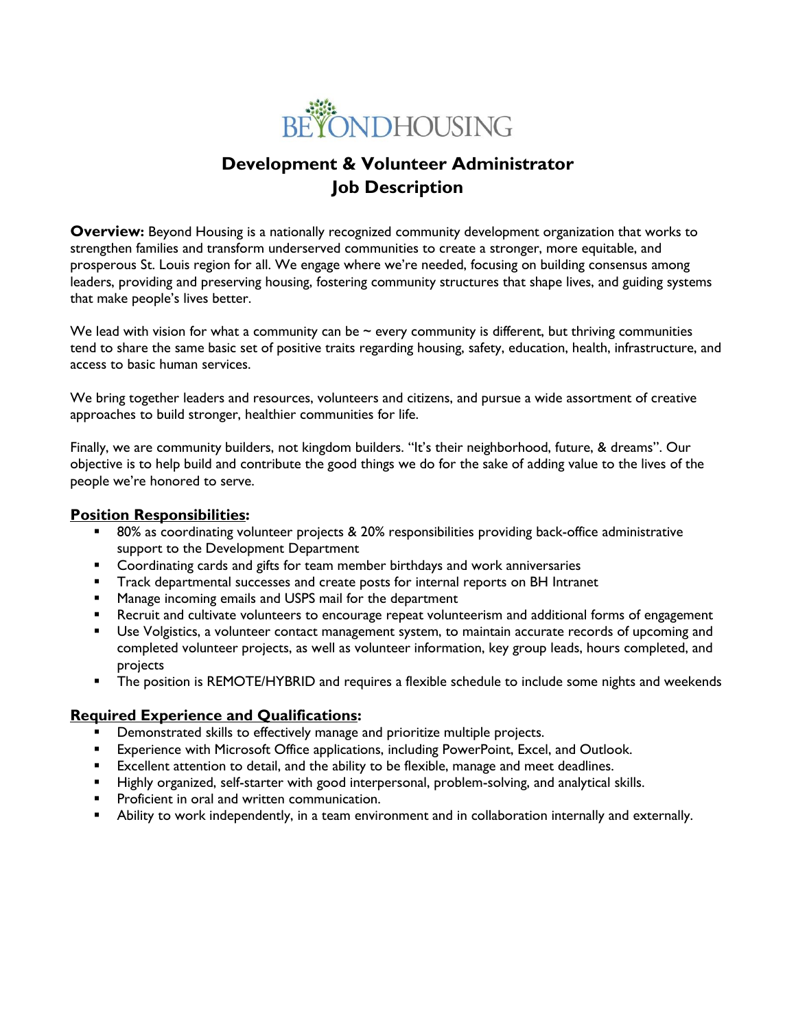BEYONDHOUSING

# Development & Volunteer Administrator
# Job Description

**Overview:** Beyond Housing is a nationally recognized community development organization that works to strengthen families and transform underserved communities to create a stronger, more equitable, and prosperous St. Louis region for all. We engage where we're needed, focusing on building consensus among leaders, providing and preserving housing, fostering community structures that shape lives, and guiding systems that make people's lives better.

We lead with vision for what a community can be ~ every community is different, but thriving communities tend to share the same basic set of positive traits regarding housing, safety, education, health, infrastructure, and access to basic human services.

We bring together leaders and resources, volunteers and citizens, and pursue a wide assortment of creative approaches to build stronger, healthier communities for life.

Finally, we are community builders, not kingdom builders. "It's their neighborhood, future, & dreams". Our objective is to help build and contribute the good things we do for the sake of adding value to the lives of the people we're honored to serve.

**Position Responsibilities:**

- 80% as coordinating volunteer projects & 20% responsibilities providing back-office administrative support to the Development Department
- Coordinating cards and gifts for team member birthdays and work anniversaries
- Track departmental successes and create posts for internal reports on BH Intranet
- Manage incoming emails and USPS mail for the department
- Recruit and cultivate volunteers to encourage repeat volunteerism and additional forms of engagement
- Use Volgistics, a volunteer contact management system, to maintain accurate records of upcoming and completed volunteer projects, as well as volunteer information, key group leads, hours completed, and projects
- The position is REMOTE/HYBRID and requires a flexible schedule to include some nights and weekends

**Required Experience and Qualifications:**

- Demonstrated skills to effectively manage and prioritize multiple projects.
- Experience with Microsoft Office applications, including PowerPoint, Excel, and Outlook.
- Excellent attention to detail, and the ability to be flexible, manage and meet deadlines.
- Highly organized, self-starter with good interpersonal, problem-solving, and analytical skills.
- Proficient in oral and written communication.
- Ability to work independently, in a team environment and in collaboration internally and externally.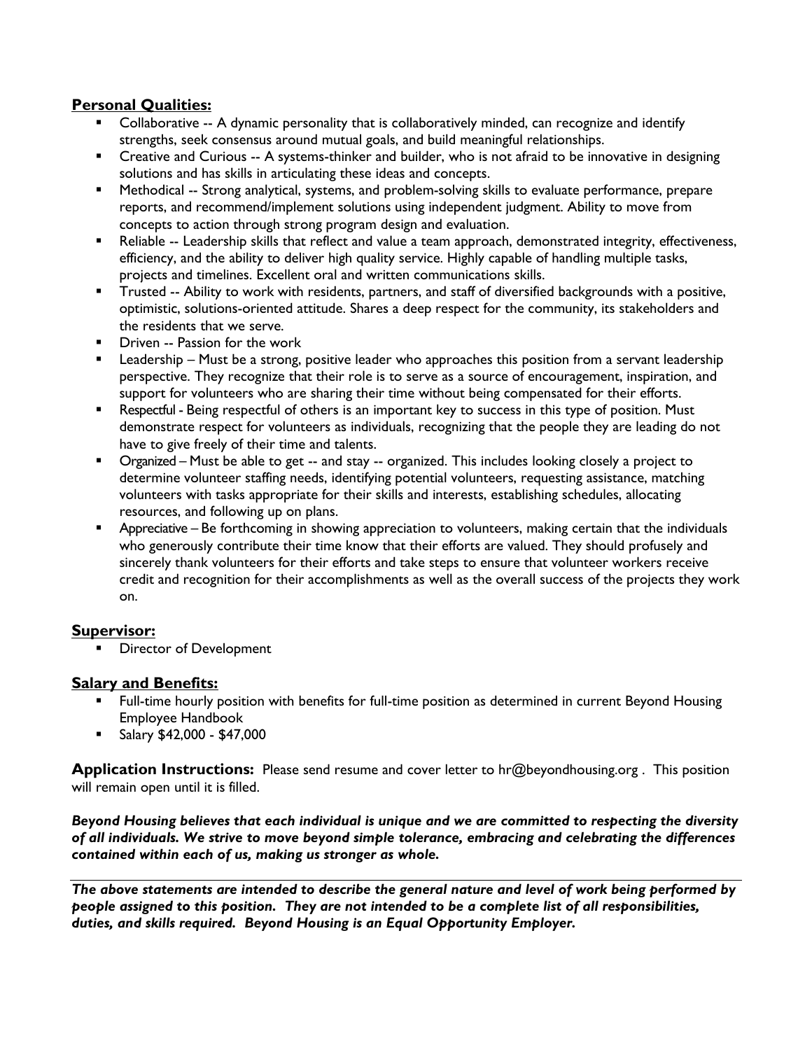## Personal Qualities:

- Collaborative -- A dynamic personality that is collaboratively minded, can recognize and identify strengths, seek consensus around mutual goals, and build meaningful relationships.
- Creative and Curious -- A systems-thinker and builder, who is not afraid to be innovative in designing solutions and has skills in articulating these ideas and concepts.
- Methodical -- Strong analytical, systems, and problem-solving skills to evaluate performance, prepare reports, and recommend/implement solutions using independent judgment. Ability to move from concepts to action through strong program design and evaluation.
- Reliable -- Leadership skills that reflect and value a team approach, demonstrated integrity, effectiveness, efficiency, and the ability to deliver high quality service. Highly capable of handling multiple tasks, projects and timelines. Excellent oral and written communications skills.
- Trusted -- Ability to work with residents, partners, and staff of diversified backgrounds with a positive, optimistic, solutions-oriented attitude. Shares a deep respect for the community, its stakeholders and the residents that we serve.
- Driven -- Passion for the work
- Leadership – Must be a strong, positive leader who approaches this position from a servant leadership perspective. They recognize that their role is to serve as a source of encouragement, inspiration, and support for volunteers who are sharing their time without being compensated for their efforts.
- Respectful - Being respectful of others is an important key to success in this type of position. Must demonstrate respect for volunteers as individuals, recognizing that the people they are leading do not have to give freely of their time and talents.
- Organized – Must be able to get -- and stay -- organized. This includes looking closely a project to determine volunteer staffing needs, identifying potential volunteers, requesting assistance, matching volunteers with tasks appropriate for their skills and interests, establishing schedules, allocating resources, and following up on plans.
- Appreciative – Be forthcoming in showing appreciation to volunteers, making certain that the individuals who generously contribute their time know that their efforts are valued. They should profusely and sincerely thank volunteers for their efforts and take steps to ensure that volunteer workers receive credit and recognition for their accomplishments as well as the overall success of the projects they work on.

## Supervisor:

- Director of Development

## Salary and Benefits:

- Full-time hourly position with benefits for full-time position as determined in current Beyond Housing Employee Handbook
- Salary $42,000 - $47,000

**Application Instructions:** Please send resume and cover letter to hr@beyondhousing.org . This position will remain open until it is filled.

***Beyond Housing believes that each individual is unique and we are committed to respecting the diversity of all individuals. We strive to move beyond simple tolerance, embracing and celebrating the differences contained within each of us, making us stronger as whole.***

---

***The above statements are intended to describe the general nature and level of work being performed by people assigned to this position. They are not intended to be a complete list of all responsibilities, duties, and skills required. Beyond Housing is an Equal Opportunity Employer.***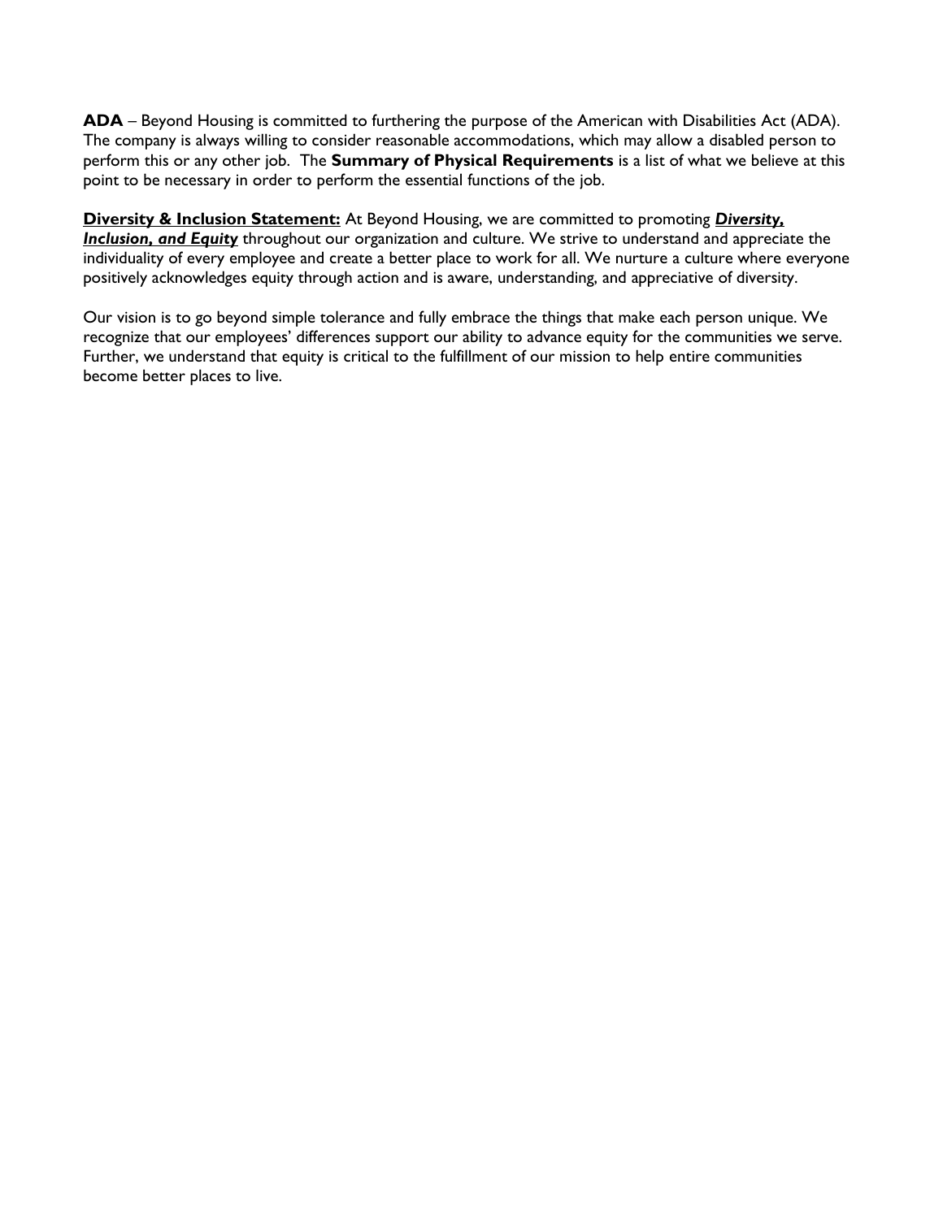**ADA** – Beyond Housing is committed to furthering the purpose of the American with Disabilities Act (ADA). The company is always willing to consider reasonable accommodations, which may allow a disabled person to perform this or any other job. The **Summary of Physical Requirements** is a list of what we believe at this point to be necessary in order to perform the essential functions of the job.

**Diversity & Inclusion Statement:** At Beyond Housing, we are committed to promoting ***Diversity, Inclusion, and Equity*** throughout our organization and culture. We strive to understand and appreciate the individuality of every employee and create a better place to work for all. We nurture a culture where everyone positively acknowledges equity through action and is aware, understanding, and appreciative of diversity.

Our vision is to go beyond simple tolerance and fully embrace the things that make each person unique. We recognize that our employees' differences support our ability to advance equity for the communities we serve. Further, we understand that equity is critical to the fulfillment of our mission to help entire communities become better places to live.